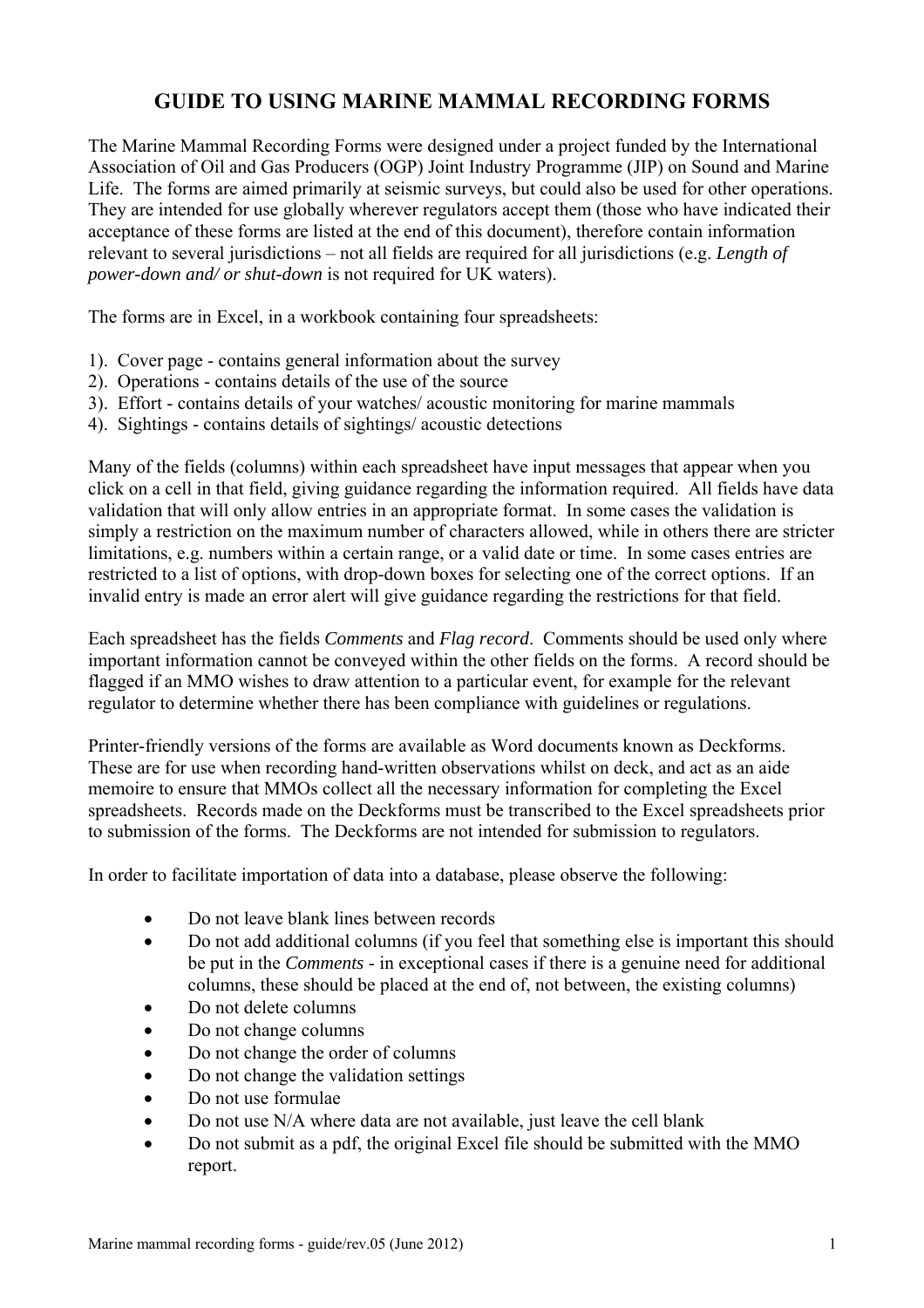# GUIDE TO USING MARINE MAMMAL RECORDING FORMS

The Marine Mammal Recording Forms were designed under a project funded by the International Association of Oil and Gas Producers (OGP) Joint Industry Programme (JIP) on Sound and Marine Life. The forms are aimed primarily at seismic surveys, but could also be used for other operations. They are intended for use globally wherever regulators accept them (those who have indicated their acceptance of these forms are listed at the end of this document), therefore contain information relevant to several jurisdictions – not all fields are required for all jurisdictions (e.g. *Length of power-down and/ or shut-down* is not required for UK waters).

The forms are in Excel, in a workbook containing four spreadsheets:

1). Cover page - contains general information about the survey
2). Operations - contains details of the use of the source
3). Effort - contains details of your watches/ acoustic monitoring for marine mammals
4). Sightings - contains details of sightings/ acoustic detections

Many of the fields (columns) within each spreadsheet have input messages that appear when you click on a cell in that field, giving guidance regarding the information required. All fields have data validation that will only allow entries in an appropriate format. In some cases the validation is simply a restriction on the maximum number of characters allowed, while in others there are stricter limitations, e.g. numbers within a certain range, or a valid date or time. In some cases entries are restricted to a list of options, with drop-down boxes for selecting one of the correct options. If an invalid entry is made an error alert will give guidance regarding the restrictions for that field.

Each spreadsheet has the fields *Comments* and *Flag record*. Comments should be used only where important information cannot be conveyed within the other fields on the forms. A record should be flagged if an MMO wishes to draw attention to a particular event, for example for the relevant regulator to determine whether there has been compliance with guidelines or regulations.

Printer-friendly versions of the forms are available as Word documents known as Deckforms. These are for use when recording hand-written observations whilst on deck, and act as an aide memoire to ensure that MMOs collect all the necessary information for completing the Excel spreadsheets. Records made on the Deckforms must be transcribed to the Excel spreadsheets prior to submission of the forms. The Deckforms are not intended for submission to regulators.

In order to facilitate importation of data into a database, please observe the following:

- Do not leave blank lines between records
- Do not add additional columns (if you feel that something else is important this should be put in the *Comments* - in exceptional cases if there is a genuine need for additional columns, these should be placed at the end of, not between, the existing columns)
- Do not delete columns
- Do not change columns
- Do not change the order of columns
- Do not change the validation settings
- Do not use formulae
- Do not use N/A where data are not available, just leave the cell blank
- Do not submit as a pdf, the original Excel file should be submitted with the MMO report.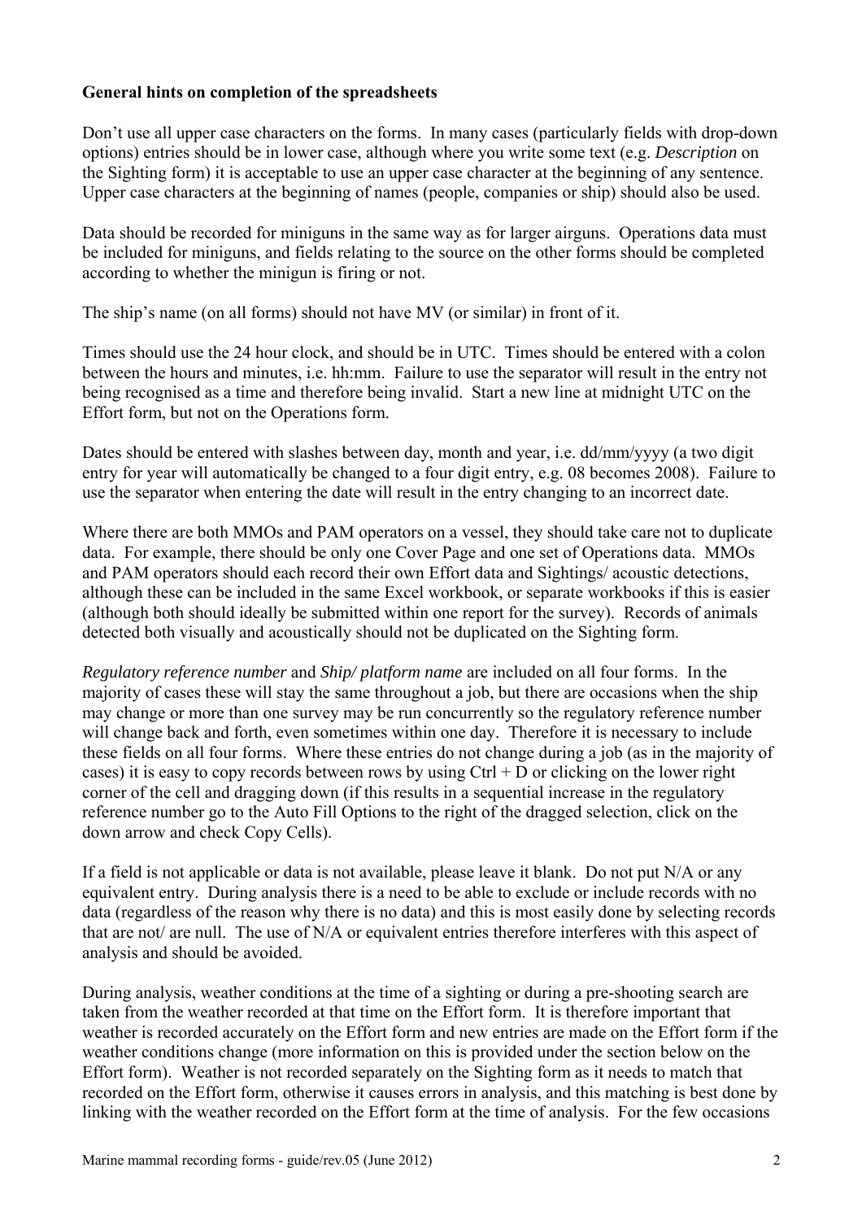**General hints on completion of the spreadsheets**

Don't use all upper case characters on the forms. In many cases (particularly fields with drop-down options) entries should be in lower case, although where you write some text (e.g. *Description* on the Sighting form) it is acceptable to use an upper case character at the beginning of any sentence. Upper case characters at the beginning of names (people, companies or ship) should also be used.

Data should be recorded for miniguns in the same way as for larger airguns. Operations data must be included for miniguns, and fields relating to the source on the other forms should be completed according to whether the minigun is firing or not.

The ship's name (on all forms) should not have MV (or similar) in front of it.

Times should use the 24 hour clock, and should be in UTC. Times should be entered with a colon between the hours and minutes, i.e. hh:mm. Failure to use the separator will result in the entry not being recognised as a time and therefore being invalid. Start a new line at midnight UTC on the Effort form, but not on the Operations form.

Dates should be entered with slashes between day, month and year, i.e. dd/mm/yyyy (a two digit entry for year will automatically be changed to a four digit entry, e.g. 08 becomes 2008). Failure to use the separator when entering the date will result in the entry changing to an incorrect date.

Where there are both MMOs and PAM operators on a vessel, they should take care not to duplicate data. For example, there should be only one Cover Page and one set of Operations data. MMOs and PAM operators should each record their own Effort data and Sightings/ acoustic detections, although these can be included in the same Excel workbook, or separate workbooks if this is easier (although both should ideally be submitted within one report for the survey). Records of animals detected both visually and acoustically should not be duplicated on the Sighting form.

*Regulatory reference number* and *Ship/ platform name* are included on all four forms. In the majority of cases these will stay the same throughout a job, but there are occasions when the ship may change or more than one survey may be run concurrently so the regulatory reference number will change back and forth, even sometimes within one day. Therefore it is necessary to include these fields on all four forms. Where these entries do not change during a job (as in the majority of cases) it is easy to copy records between rows by using Ctrl + D or clicking on the lower right corner of the cell and dragging down (if this results in a sequential increase in the regulatory reference number go to the Auto Fill Options to the right of the dragged selection, click on the down arrow and check Copy Cells).

If a field is not applicable or data is not available, please leave it blank. Do not put N/A or any equivalent entry. During analysis there is a need to be able to exclude or include records with no data (regardless of the reason why there is no data) and this is most easily done by selecting records that are not/ are null. The use of N/A or equivalent entries therefore interferes with this aspect of analysis and should be avoided.

During analysis, weather conditions at the time of a sighting or during a pre-shooting search are taken from the weather recorded at that time on the Effort form. It is therefore important that weather is recorded accurately on the Effort form and new entries are made on the Effort form if the weather conditions change (more information on this is provided under the section below on the Effort form). Weather is not recorded separately on the Sighting form as it needs to match that recorded on the Effort form, otherwise it causes errors in analysis, and this matching is best done by linking with the weather recorded on the Effort form at the time of analysis. For the few occasions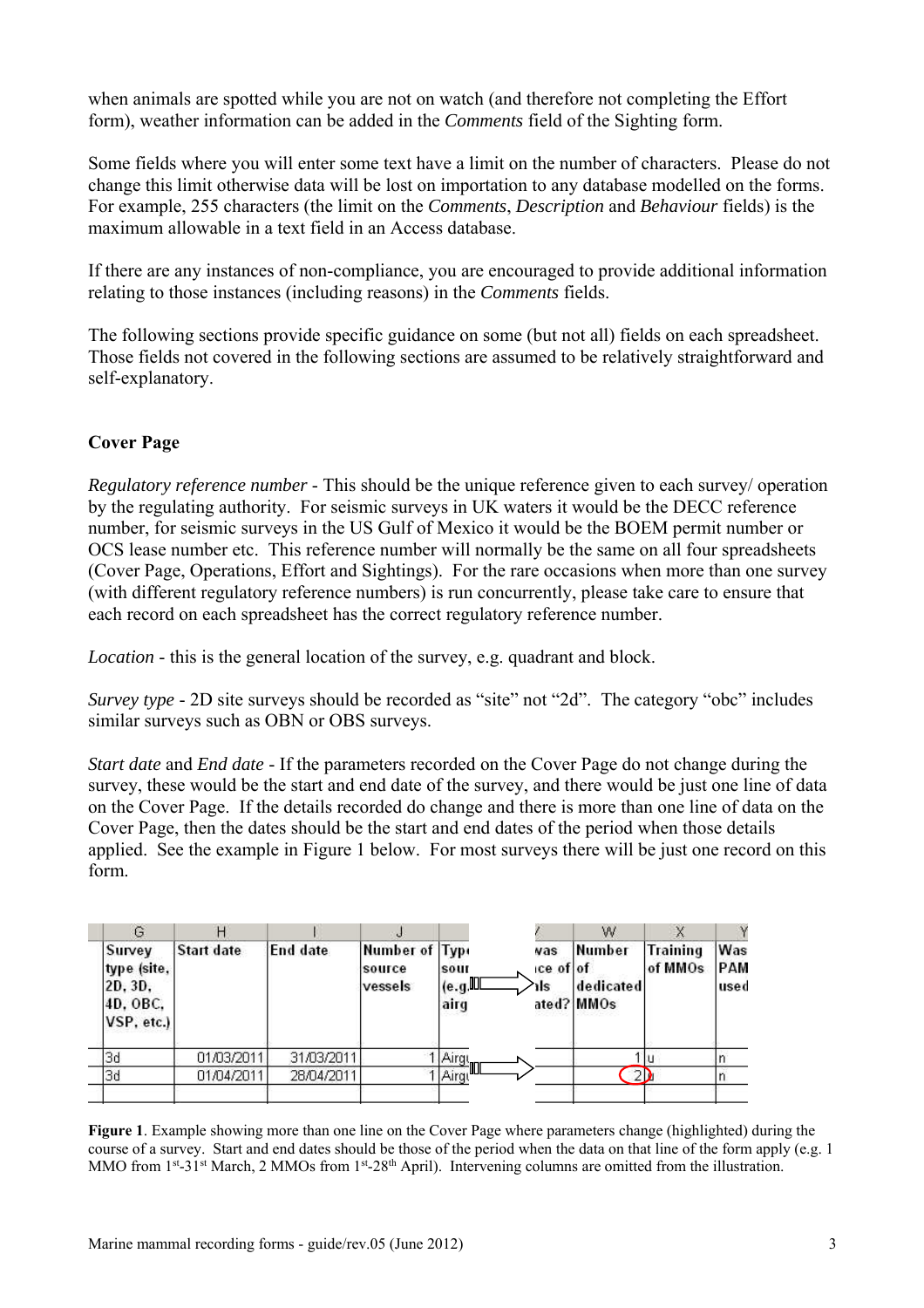when animals are spotted while you are not on watch (and therefore not completing the Effort form), weather information can be added in the *Comments* field of the Sighting form.

Some fields where you will enter some text have a limit on the number of characters. Please do not change this limit otherwise data will be lost on importation to any database modelled on the forms. For example, 255 characters (the limit on the *Comments*, *Description* and *Behaviour* fields) is the maximum allowable in a text field in an Access database.

If there are any instances of non-compliance, you are encouraged to provide additional information relating to those instances (including reasons) in the *Comments* fields.

The following sections provide specific guidance on some (but not all) fields on each spreadsheet. Those fields not covered in the following sections are assumed to be relatively straightforward and self-explanatory.

**Cover Page**

*Regulatory reference number* - This should be the unique reference given to each survey/ operation by the regulating authority. For seismic surveys in UK waters it would be the DECC reference number, for seismic surveys in the US Gulf of Mexico it would be the BOEM permit number or OCS lease number etc. This reference number will normally be the same on all four spreadsheets (Cover Page, Operations, Effort and Sightings). For the rare occasions when more than one survey (with different regulatory reference numbers) is run concurrently, please take care to ensure that each record on each spreadsheet has the correct regulatory reference number.

*Location* - this is the general location of the survey, e.g. quadrant and block.

*Survey type* - 2D site surveys should be recorded as "site" not "2d". The category "obc" includes similar surveys such as OBN or OBS surveys.

*Start date* and *End date* - If the parameters recorded on the Cover Page do not change during the survey, these would be the start and end date of the survey, and there would be just one line of data on the Cover Page. If the details recorded do change and there is more than one line of data on the Cover Page, then the dates should be the start and end dates of the period when those details applied. See the example in Figure 1 below. For most surveys there will be just one record on this form.

| G | H | I | J | | | V | W | X | Y |
|---|---|---|---|---|---|---|---|---|---|
| Survey type (site, 2D, 3D, 4D, OBC, VSP, etc.) | Start date | End date | Number of source vessels | Type of source (e.g. airg... | → | ...was ...ice of ...ls ...ated? | Number of dedicated MMOs | Training of MMOs | Was PAM used |
| 3d | 01/03/2011 | 31/03/2011 | 1 | Airg... | | | 1 | u | n |
| 3d | 01/04/2011 | 28/04/2011 | 1 | Airg... | → | | 2 | u | n |

**Figure 1**. Example showing more than one line on the Cover Page where parameters change (highlighted) during the course of a survey. Start and end dates should be those of the period when the data on that line of the form apply (e.g. 1 MMO from 1st-31st March, 2 MMOs from 1st-28th April). Intervening columns are omitted from the illustration.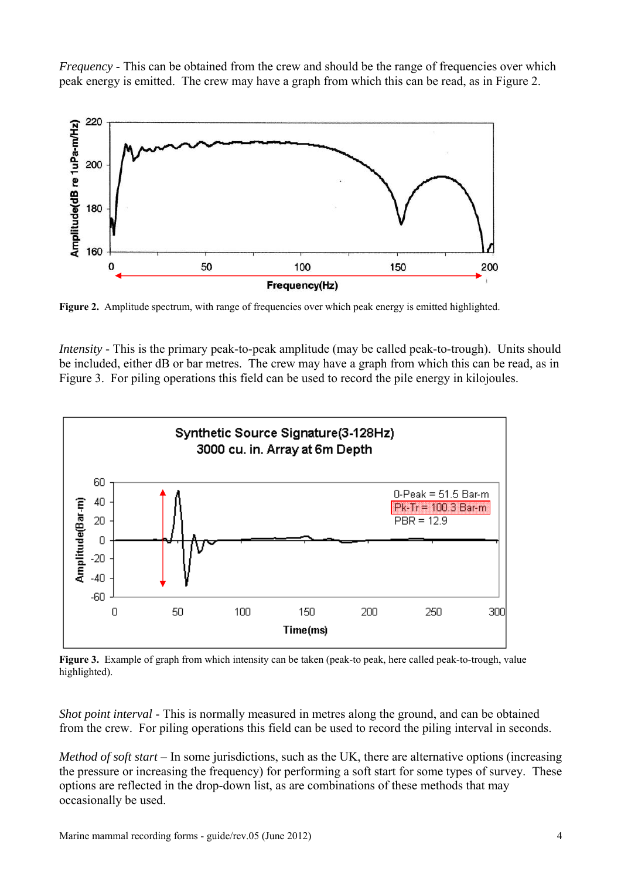*Frequency* - This can be obtained from the crew and should be the range of frequencies over which peak energy is emitted. The crew may have a graph from which this can be read, as in Figure 2.

**Figure 2.** Amplitude spectrum, with range of frequencies over which peak energy is emitted highlighted.

*Intensity* - This is the primary peak-to-peak amplitude (may be called peak-to-trough). Units should be included, either dB or bar metres. The crew may have a graph from which this can be read, as in Figure 3. For piling operations this field can be used to record the pile energy in kilojoules.

**Figure 3.** Example of graph from which intensity can be taken (peak-to peak, here called peak-to-trough, value highlighted).

*Shot point interval* - This is normally measured in metres along the ground, and can be obtained from the crew. For piling operations this field can be used to record the piling interval in seconds.

*Method of soft start* – In some jurisdictions, such as the UK, there are alternative options (increasing the pressure or increasing the frequency) for performing a soft start for some types of survey. These options are reflected in the drop-down list, as are combinations of these methods that may occasionally be used.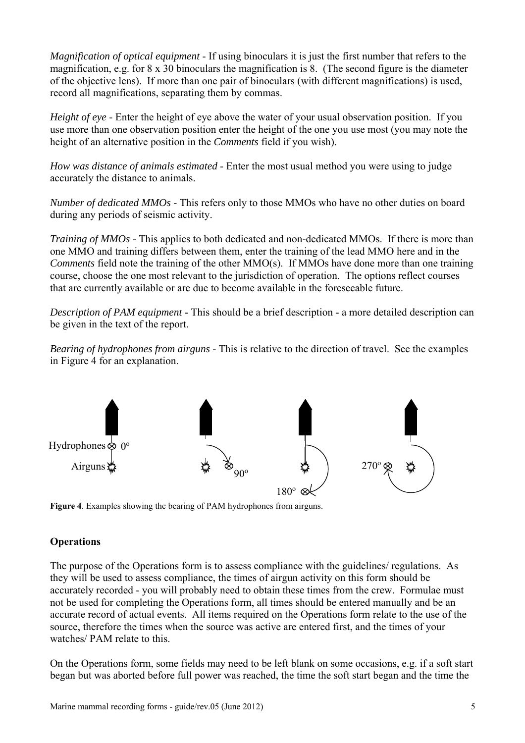*Magnification of optical equipment* - If using binoculars it is just the first number that refers to the magnification, e.g. for 8 x 30 binoculars the magnification is 8. (The second figure is the diameter of the objective lens). If more than one pair of binoculars (with different magnifications) is used, record all magnifications, separating them by commas.

*Height of eye* - Enter the height of eye above the water of your usual observation position. If you use more than one observation position enter the height of the one you use most (you may note the height of an alternative position in the *Comments* field if you wish).

*How was distance of animals estimated* - Enter the most usual method you were using to judge accurately the distance to animals.

*Number of dedicated MMOs* - This refers only to those MMOs who have no other duties on board during any periods of seismic activity.

*Training of MMOs* - This applies to both dedicated and non-dedicated MMOs. If there is more than one MMO and training differs between them, enter the training of the lead MMO here and in the *Comments* field note the training of the other MMO(s). If MMOs have done more than one training course, choose the one most relevant to the jurisdiction of operation. The options reflect courses that are currently available or are due to become available in the foreseeable future.

*Description of PAM equipment* - This should be a brief description - a more detailed description can be given in the text of the report.

*Bearing of hydrophones from airguns* - This is relative to the direction of travel. See the examples in Figure 4 for an explanation.

Hydrophones 0º
Airguns
90º
180º
270º

**Figure 4**. Examples showing the bearing of PAM hydrophones from airguns.

## Operations

The purpose of the Operations form is to assess compliance with the guidelines/ regulations. As they will be used to assess compliance, the times of airgun activity on this form should be accurately recorded - you will probably need to obtain these times from the crew. Formulae must not be used for completing the Operations form, all times should be entered manually and be an accurate record of actual events. All items required on the Operations form relate to the use of the source, therefore the times when the source was active are entered first, and the times of your watches/ PAM relate to this.

On the Operations form, some fields may need to be left blank on some occasions, e.g. if a soft start began but was aborted before full power was reached, the time the soft start began and the time the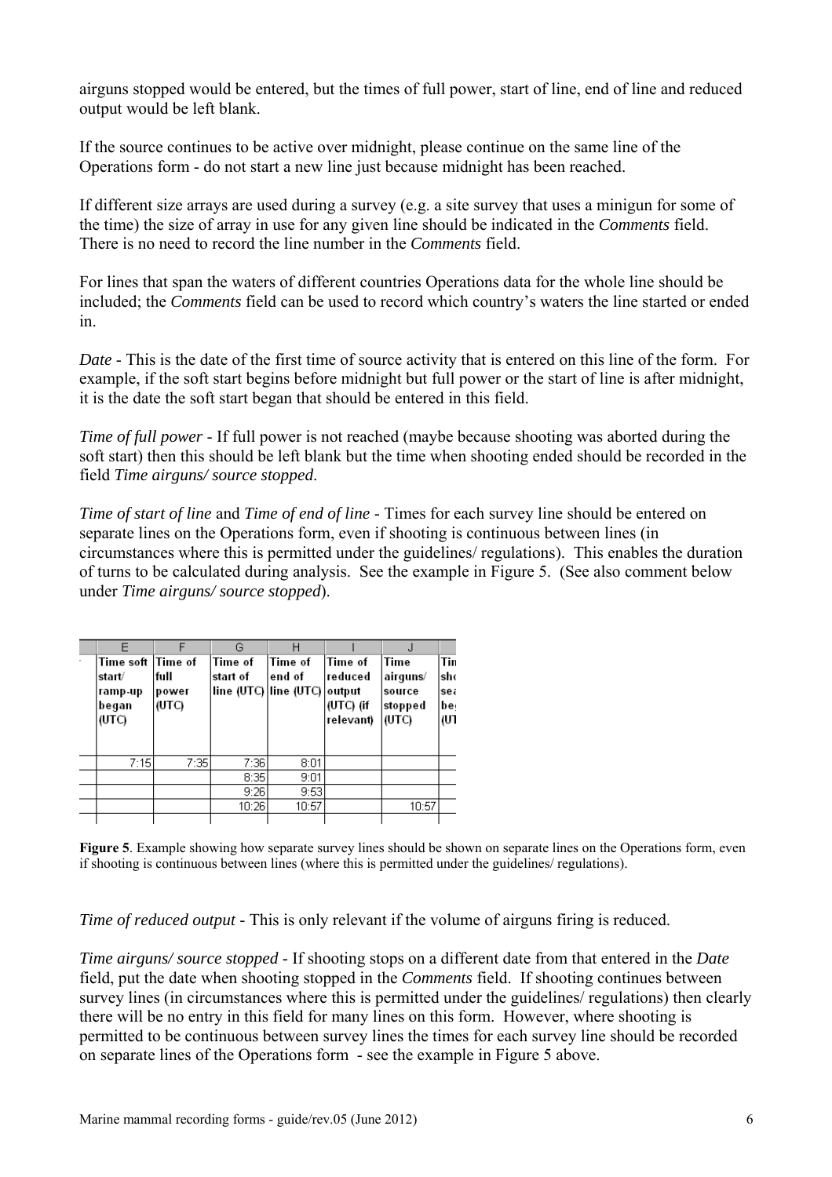airguns stopped would be entered, but the times of full power, start of line, end of line and reduced output would be left blank.

If the source continues to be active over midnight, please continue on the same line of the Operations form - do not start a new line just because midnight has been reached.

If different size arrays are used during a survey (e.g. a site survey that uses a minigun for some of the time) the size of array in use for any given line should be indicated in the *Comments* field. There is no need to record the line number in the *Comments* field.

For lines that span the waters of different countries Operations data for the whole line should be included; the *Comments* field can be used to record which country's waters the line started or ended in.

*Date* - This is the date of the first time of source activity that is entered on this line of the form. For example, if the soft start begins before midnight but full power or the start of line is after midnight, it is the date the soft start began that should be entered in this field.

*Time of full power* - If full power is not reached (maybe because shooting was aborted during the soft start) then this should be left blank but the time when shooting ended should be recorded in the field *Time airguns/ source stopped*.

*Time of start of line* and *Time of end of line* - Times for each survey line should be entered on separate lines on the Operations form, even if shooting is continuous between lines (in circumstances where this is permitted under the guidelines/ regulations). This enables the duration of turns to be calculated during analysis. See the example in Figure 5. (See also comment below under *Time airguns/ source stopped*).

| E | F | G | H | I | J | |
|---|---|---|---|---|---|---|
| Time soft start/ ramp-up began (UTC) | Time of full power (UTC) | Time of start of line (UTC) | Time of end of line (UTC) | Time of reduced output (UTC) (if relevant) | Time airguns/ source stopped (UTC) | Tin sho sea be (UT |
| 7:15 | 7:35 | 7:36 | 8:01 | | | |
| | | 8:35 | 9:01 | | | |
| | | 9:26 | 9:53 | | | |
| | | 10:26 | 10:57 | | 10:57 | |

**Figure 5**. Example showing how separate survey lines should be shown on separate lines on the Operations form, even if shooting is continuous between lines (where this is permitted under the guidelines/ regulations).

*Time of reduced output* - This is only relevant if the volume of airguns firing is reduced.

*Time airguns/ source stopped* - If shooting stops on a different date from that entered in the *Date* field, put the date when shooting stopped in the *Comments* field. If shooting continues between survey lines (in circumstances where this is permitted under the guidelines/ regulations) then clearly there will be no entry in this field for many lines on this form. However, where shooting is permitted to be continuous between survey lines the times for each survey line should be recorded on separate lines of the Operations form - see the example in Figure 5 above.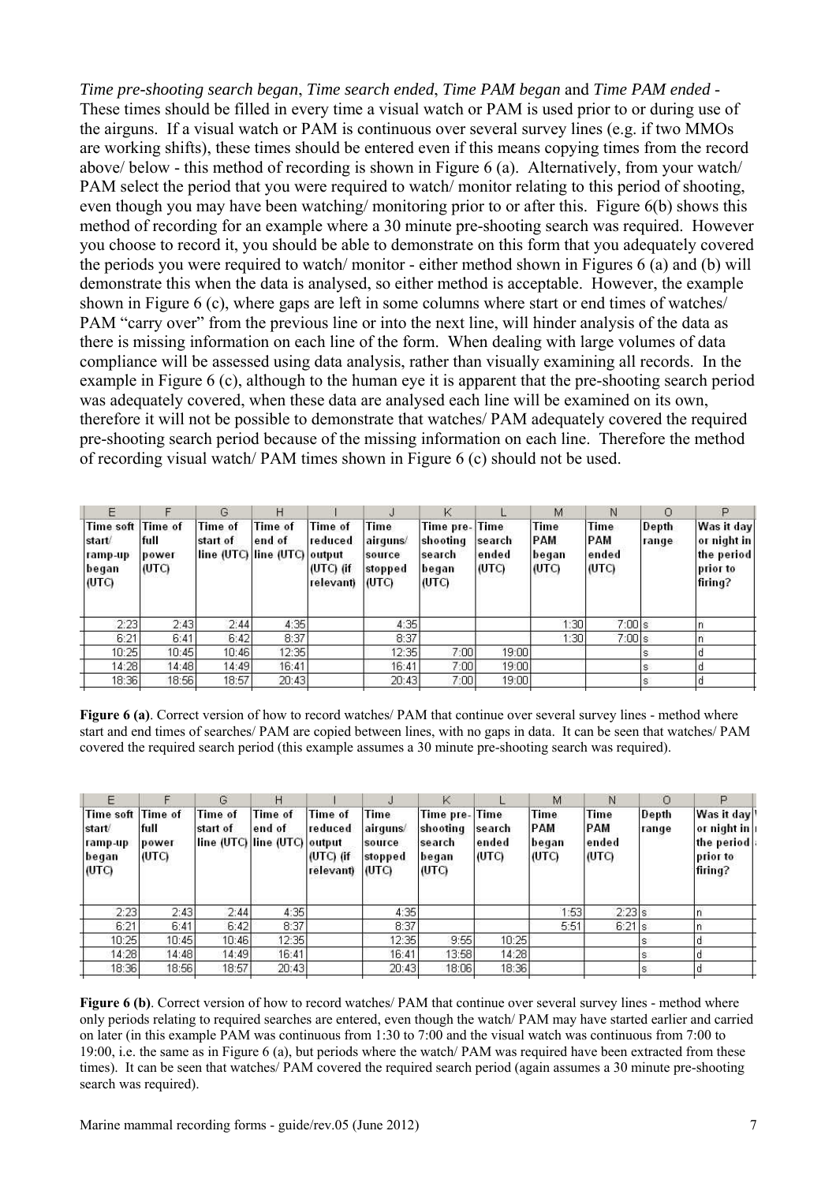*Time pre-shooting search began*, *Time search ended*, *Time PAM began* and *Time PAM ended* - These times should be filled in every time a visual watch or PAM is used prior to or during use of the airguns. If a visual watch or PAM is continuous over several survey lines (e.g. if two MMOs are working shifts), these times should be entered even if this means copying times from the record above/ below - this method of recording is shown in Figure 6 (a). Alternatively, from your watch/ PAM select the period that you were required to watch/ monitor relating to this period of shooting, even though you may have been watching/ monitoring prior to or after this. Figure 6(b) shows this method of recording for an example where a 30 minute pre-shooting search was required. However you choose to record it, you should be able to demonstrate on this form that you adequately covered the periods you were required to watch/ monitor - either method shown in Figures 6 (a) and (b) will demonstrate this when the data is analysed, so either method is acceptable. However, the example shown in Figure 6 (c), where gaps are left in some columns where start or end times of watches/ PAM "carry over" from the previous line or into the next line, will hinder analysis of the data as there is missing information on each line of the form. When dealing with large volumes of data compliance will be assessed using data analysis, rather than visually examining all records. In the example in Figure 6 (c), although to the human eye it is apparent that the pre-shooting search period was adequately covered, when these data are analysed each line will be examined on its own, therefore it will not be possible to demonstrate that watches/ PAM adequately covered the required pre-shooting search period because of the missing information on each line. Therefore the method of recording visual watch/ PAM times shown in Figure 6 (c) should not be used.

| E | F | G | H | I | J | K | L | M | N | O | P |
|---|---|---|---|---|---|---|---|---|---|---|---|
| Time soft start/ ramp-up began (UTC) | Time of full power (UTC) | Time of start of line (UTC) | Time of end of line (UTC) | Time of reduced output (UTC) (if relevant) | Time airguns/ source stopped (UTC) | Time pre-shooting search began (UTC) | Time search ended (UTC) | Time PAM began (UTC) | Time PAM ended (UTC) | Depth range | Was it day or night in the period prior to firing? |
| 2:23 | 2:43 | 2:44 | 4:35 | | 4:35 | | | 1:30 | 7:00 | s | n |
| 6:21 | 6:41 | 6:42 | 8:37 | | 8:37 | | | 1:30 | 7:00 | s | n |
| 10:25 | 10:45 | 10:46 | 12:35 | | 12:35 | 7:00 | 19:00 | | | s | d |
| 14:28 | 14:48 | 14:49 | 16:41 | | 16:41 | 7:00 | 19:00 | | | s | d |
| 18:36 | 18:56 | 18:57 | 20:43 | | 20:43 | 7:00 | 19:00 | | | s | d |

**Figure 6 (a)**. Correct version of how to record watches/ PAM that continue over several survey lines - method where start and end times of searches/ PAM are copied between lines, with no gaps in data. It can be seen that watches/ PAM covered the required search period (this example assumes a 30 minute pre-shooting search was required).

| E | F | G | H | I | J | K | L | M | N | O | P |
|---|---|---|---|---|---|---|---|---|---|---|---|
| Time soft start/ ramp-up began (UTC) | Time of full power (UTC) | Time of start of line (UTC) | Time of end of line (UTC) | Time of reduced output (UTC) (if relevant) | Time airguns/ source stopped (UTC) | Time pre-shooting search began (UTC) | Time search ended (UTC) | Time PAM began (UTC) | Time PAM ended (UTC) | Depth range | Was it day or night in the period prior to firing? |
| 2:23 | 2:43 | 2:44 | 4:35 | | 4:35 | | | 1:53 | 2:23 | s | n |
| 6:21 | 6:41 | 6:42 | 8:37 | | 8:37 | | | 5:51 | 6:21 | s | n |
| 10:25 | 10:45 | 10:46 | 12:35 | | 12:35 | 9:55 | 10:25 | | | s | d |
| 14:28 | 14:48 | 14:49 | 16:41 | | 16:41 | 13:58 | 14:28 | | | s | d |
| 18:36 | 18:56 | 18:57 | 20:43 | | 20:43 | 18:06 | 18:36 | | | s | d |

**Figure 6 (b)**. Correct version of how to record watches/ PAM that continue over several survey lines - method where only periods relating to required searches are entered, even though the watch/ PAM may have started earlier and carried on later (in this example PAM was continuous from 1:30 to 7:00 and the visual watch was continuous from 7:00 to 19:00, i.e. the same as in Figure 6 (a), but periods where the watch/ PAM was required have been extracted from these times). It can be seen that watches/ PAM covered the required search period (again assumes a 30 minute pre-shooting search was required).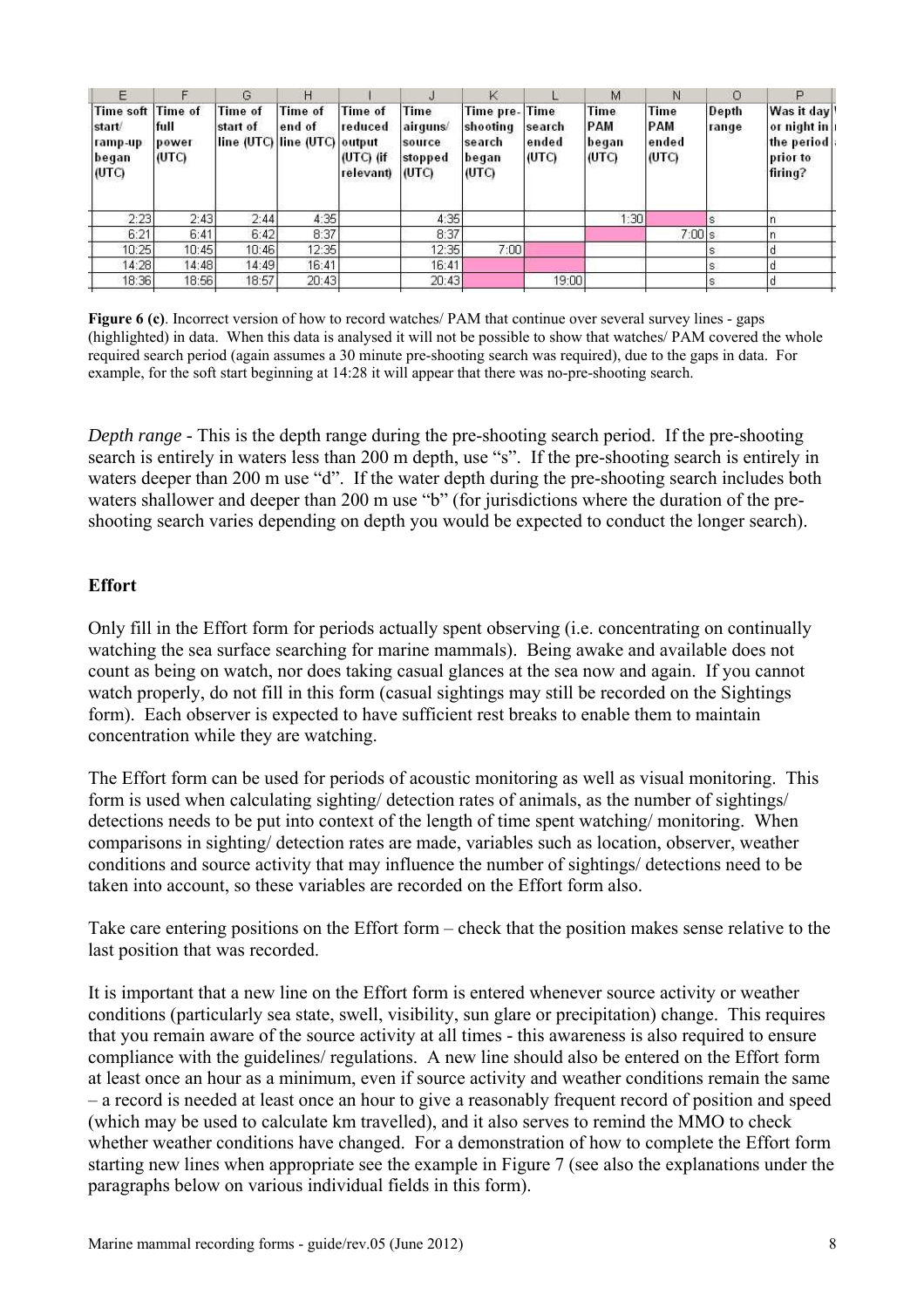| E | F | G | H | I | J | K | L | M | N | O | P |
|---|---|---|---|---|---|---|---|---|---|---|---|
| Time soft start/ ramp-up began (UTC) | Time of full power (UTC) | Time of start of line (UTC) | Time of end of line (UTC) | Time of reduced output (UTC) (if relevant) | Time airguns/ source stopped (UTC) | Time pre-shooting search began (UTC) | Time search ended (UTC) | Time PAM began (UTC) | Time PAM ended (UTC) | Depth range | Was it day or night in the period prior to firing? |
| 2:23 | 2:43 | 2:44 | 4:35 | | 4:35 | | | 1:30 | | s | n |
| 6:21 | 6:41 | 6:42 | 8:37 | | 8:37 | | | | 7:00 | s | n |
| 10:25 | 10:45 | 10:46 | 12:35 | | 12:35 | 7:00 | | | | s | d |
| 14:28 | 14:48 | 14:49 | 16:41 | | 16:41 | | | | | s | d |
| 18:36 | 18:56 | 18:57 | 20:43 | | 20:43 | | 19:00 | | | s | d |

**Figure 6 (c)**. Incorrect version of how to record watches/ PAM that continue over several survey lines - gaps (highlighted) in data. When this data is analysed it will not be possible to show that watches/ PAM covered the whole required search period (again assumes a 30 minute pre-shooting search was required), due to the gaps in data. For example, for the soft start beginning at 14:28 it will appear that there was no-pre-shooting search.

*Depth range* - This is the depth range during the pre-shooting search period. If the pre-shooting search is entirely in waters less than 200 m depth, use "s". If the pre-shooting search is entirely in waters deeper than 200 m use "d". If the water depth during the pre-shooting search includes both waters shallower and deeper than 200 m use "b" (for jurisdictions where the duration of the pre-shooting search varies depending on depth you would be expected to conduct the longer search).

**Effort**

Only fill in the Effort form for periods actually spent observing (i.e. concentrating on continually watching the sea surface searching for marine mammals). Being awake and available does not count as being on watch, nor does taking casual glances at the sea now and again. If you cannot watch properly, do not fill in this form (casual sightings may still be recorded on the Sightings form). Each observer is expected to have sufficient rest breaks to enable them to maintain concentration while they are watching.

The Effort form can be used for periods of acoustic monitoring as well as visual monitoring. This form is used when calculating sighting/ detection rates of animals, as the number of sightings/ detections needs to be put into context of the length of time spent watching/ monitoring. When comparisons in sighting/ detection rates are made, variables such as location, observer, weather conditions and source activity that may influence the number of sightings/ detections need to be taken into account, so these variables are recorded on the Effort form also.

Take care entering positions on the Effort form – check that the position makes sense relative to the last position that was recorded.

It is important that a new line on the Effort form is entered whenever source activity or weather conditions (particularly sea state, swell, visibility, sun glare or precipitation) change. This requires that you remain aware of the source activity at all times - this awareness is also required to ensure compliance with the guidelines/ regulations. A new line should also be entered on the Effort form at least once an hour as a minimum, even if source activity and weather conditions remain the same – a record is needed at least once an hour to give a reasonably frequent record of position and speed (which may be used to calculate km travelled), and it also serves to remind the MMO to check whether weather conditions have changed. For a demonstration of how to complete the Effort form starting new lines when appropriate see the example in Figure 7 (see also the explanations under the paragraphs below on various individual fields in this form).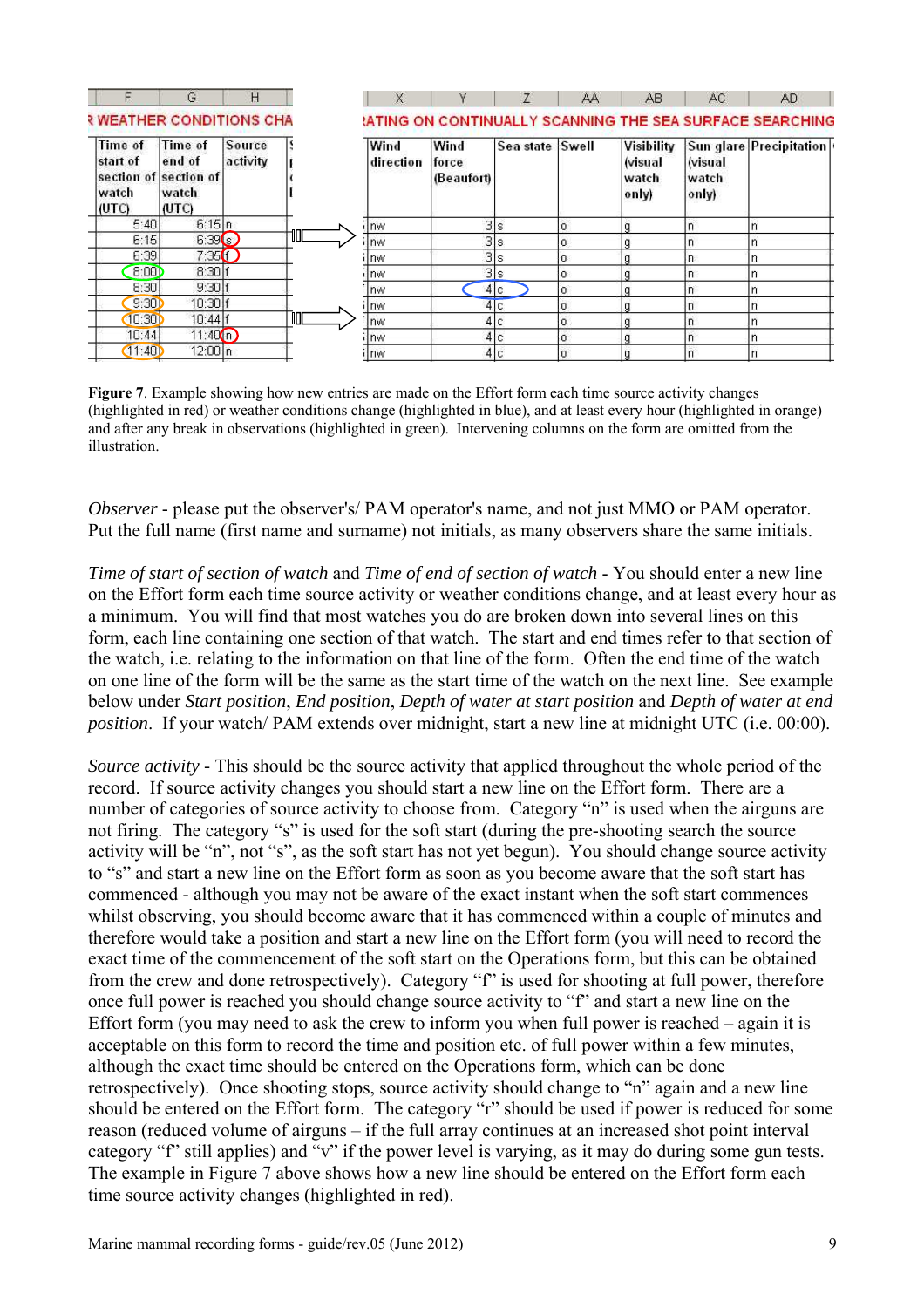| Time of start of section of watch (UTC) | Time of end of section of watch (UTC) | Source activity | Wind direction | Wind force (Beaufort) | Sea state | Swell | Visibility (visual watch only) | Sun glare (visual watch only) | Precipitation |
|---|---|---|---|---|---|---|---|---|---|
| 5:40 | 6:15 | n | nw | 3 | s | o | g | n | n |
| 6:15 | 6:39 | s | nw | 3 | s | o | g | n | n |
| 6:39 | 7:35 | f | nw | 3 | s | o | g | n | n |
| 8:00 | 8:30 | f | nw | 3 | s | o | g | n | n |
| 8:30 | 9:30 | f | nw | 4 | c | o | g | n | n |
| 9:30 | 10:30 | f | nw | 4 | c | o | g | n | n |
| 10:30 | 10:44 | f | nw | 4 | c | o | g | n | n |
| 10:44 | 11:40 | n | nw | 4 | c | o | g | n | n |
| 11:40 | 12:00 | n | nw | 4 | c | o | g | n | n |

**Figure 7**. Example showing how new entries are made on the Effort form each time source activity changes (highlighted in red) or weather conditions change (highlighted in blue), and at least every hour (highlighted in orange) and after any break in observations (highlighted in green). Intervening columns on the form are omitted from the illustration.

*Observer* - please put the observer's/ PAM operator's name, and not just MMO or PAM operator. Put the full name (first name and surname) not initials, as many observers share the same initials.

*Time of start of section of watch* and *Time of end of section of watch* - You should enter a new line on the Effort form each time source activity or weather conditions change, and at least every hour as a minimum. You will find that most watches you do are broken down into several lines on this form, each line containing one section of that watch. The start and end times refer to that section of the watch, i.e. relating to the information on that line of the form. Often the end time of the watch on one line of the form will be the same as the start time of the watch on the next line. See example below under *Start position*, *End position*, *Depth of water at start position* and *Depth of water at end position*. If your watch/ PAM extends over midnight, start a new line at midnight UTC (i.e. 00:00).

*Source activity* - This should be the source activity that applied throughout the whole period of the record. If source activity changes you should start a new line on the Effort form. There are a number of categories of source activity to choose from. Category "n" is used when the airguns are not firing. The category "s" is used for the soft start (during the pre-shooting search the source activity will be "n", not "s", as the soft start has not yet begun). You should change source activity to "s" and start a new line on the Effort form as soon as you become aware that the soft start has commenced - although you may not be aware of the exact instant when the soft start commences whilst observing, you should become aware that it has commenced within a couple of minutes and therefore would take a position and start a new line on the Effort form (you will need to record the exact time of the commencement of the soft start on the Operations form, but this can be obtained from the crew and done retrospectively). Category "f" is used for shooting at full power, therefore once full power is reached you should change source activity to "f" and start a new line on the Effort form (you may need to ask the crew to inform you when full power is reached – again it is acceptable on this form to record the time and position etc. of full power within a few minutes, although the exact time should be entered on the Operations form, which can be done retrospectively). Once shooting stops, source activity should change to "n" again and a new line should be entered on the Effort form. The category "r" should be used if power is reduced for some reason (reduced volume of airguns – if the full array continues at an increased shot point interval category "f" still applies) and "v" if the power level is varying, as it may do during some gun tests. The example in Figure 7 above shows how a new line should be entered on the Effort form each time source activity changes (highlighted in red).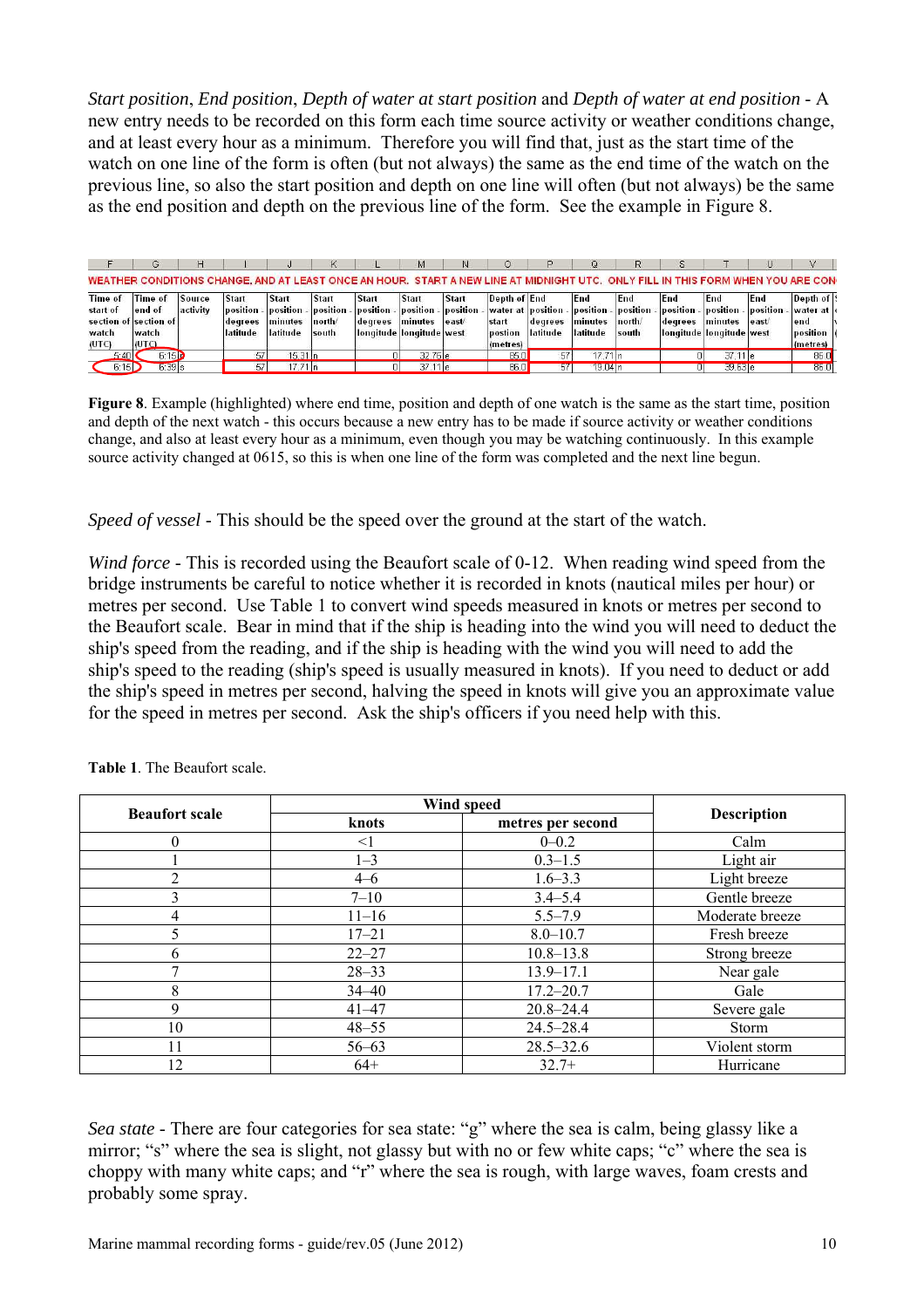*Start position*, *End position*, *Depth of water at start position* and *Depth of water at end position* - A new entry needs to be recorded on this form each time source activity or weather conditions change, and at least every hour as a minimum. Therefore you will find that, just as the start time of the watch on one line of the form is often (but not always) the same as the end time of the watch on the previous line, so also the start position and depth on one line will often (but not always) be the same as the end position and depth on the previous line of the form. See the example in Figure 8.

| F | G | H | I | J | K | L | M | N | O | P | Q | R | S | T | U | V |
|---|---|---|---|---|---|---|---|---|---|---|---|---|---|---|---|---|
| WEATHER CONDITIONS CHANGE, AND AT LEAST ONCE AN HOUR. START A NEW LINE AT MIDNIGHT UTC. ONLY FILL IN THIS FORM WHEN YOU ARE CON | | | | | | | | | | | | | | | | |
| Time of start of section of watch (UTC) | Time of end of section of watch (UTC) | Source activity | Start position - degrees latitude | Start position - minutes latitude | Start position - north/ south | Start position - degrees longitude | Start position - minutes longitude | Start position - east/ west | Depth of water at start postion (metres) | End position - degrees latitude | End position - minutes latitude | End position - north/ south | End position - degrees longitude | End position - minutes longitude | End position - east/ west | Depth of water at end position (metres) |
| 5:40 | 6:15 | p | 57 | 15.31 | n | 0 | 32.75 | e | 85.0 | 57 | 17.71 | n | 0 | 37.11 | e | 86.0 |
| 6:15 | 6:39 | s | 57 | 17.71 | n | 0 | 37.11 | e | 86.0 | 57 | 19.04 | n | 0 | 39.63 | e | 85.0 |

**Figure 8**. Example (highlighted) where end time, position and depth of one watch is the same as the start time, position and depth of the next watch - this occurs because a new entry has to be made if source activity or weather conditions change, and also at least every hour as a minimum, even though you may be watching continuously. In this example source activity changed at 0615, so this is when one line of the form was completed and the next line begun.

*Speed of vessel* - This should be the speed over the ground at the start of the watch.

*Wind force* - This is recorded using the Beaufort scale of 0-12. When reading wind speed from the bridge instruments be careful to notice whether it is recorded in knots (nautical miles per hour) or metres per second. Use Table 1 to convert wind speeds measured in knots or metres per second to the Beaufort scale. Bear in mind that if the ship is heading into the wind you will need to deduct the ship's speed from the reading, and if the ship is heading with the wind you will need to add the ship's speed to the reading (ship's speed is usually measured in knots). If you need to deduct or add the ship's speed in metres per second, halving the speed in knots will give you an approximate value for the speed in metres per second. Ask the ship's officers if you need help with this.

**Table 1**. The Beaufort scale.

| Beaufort scale | Wind speed | | Description |
|---|---|---|---|
| | knots | metres per second | |
| 0 | <1 | 0–0.2 | Calm |
| 1 | 1–3 | 0.3–1.5 | Light air |
| 2 | 4–6 | 1.6–3.3 | Light breeze |
| 3 | 7–10 | 3.4–5.4 | Gentle breeze |
| 4 | 11–16 | 5.5–7.9 | Moderate breeze |
| 5 | 17–21 | 8.0–10.7 | Fresh breeze |
| 6 | 22–27 | 10.8–13.8 | Strong breeze |
| 7 | 28–33 | 13.9–17.1 | Near gale |
| 8 | 34–40 | 17.2–20.7 | Gale |
| 9 | 41–47 | 20.8–24.4 | Severe gale |
| 10 | 48–55 | 24.5–28.4 | Storm |
| 11 | 56–63 | 28.5–32.6 | Violent storm |
| 12 | 64+ | 32.7+ | Hurricane |

*Sea state* - There are four categories for sea state: "g" where the sea is calm, being glassy like a mirror; "s" where the sea is slight, not glassy but with no or few white caps; "c" where the sea is choppy with many white caps; and "r" where the sea is rough, with large waves, foam crests and probably some spray.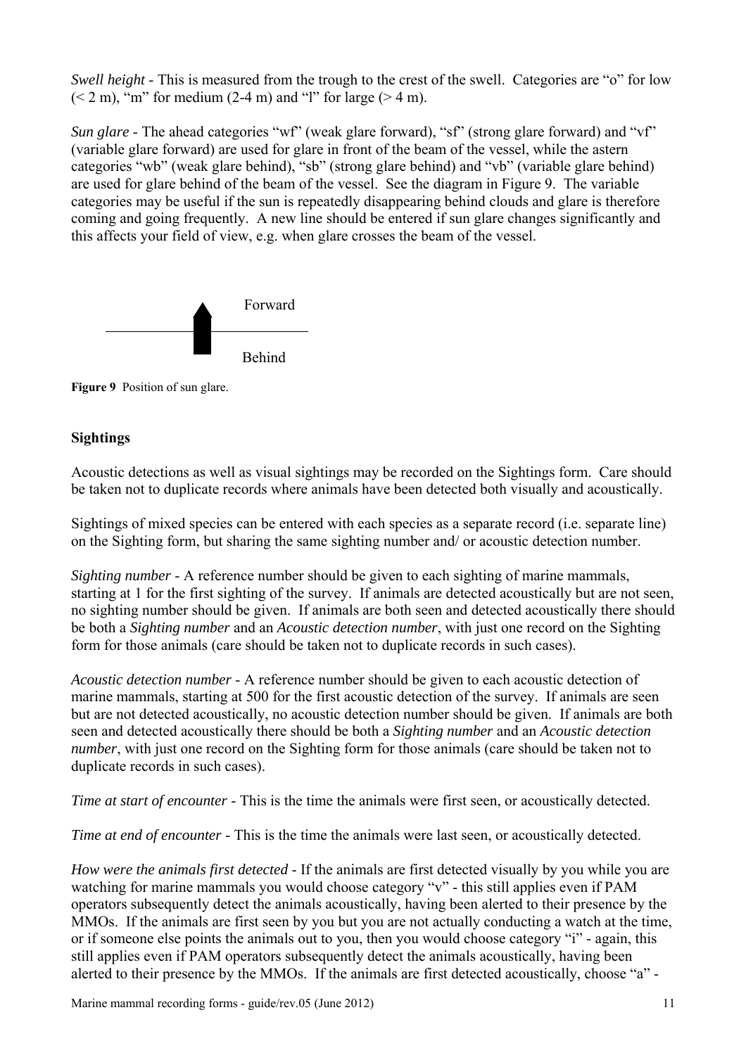*Swell height* - This is measured from the trough to the crest of the swell. Categories are "o" for low (< 2 m), "m" for medium (2-4 m) and "l" for large (> 4 m).

*Sun glare* - The ahead categories "wf" (weak glare forward), "sf" (strong glare forward) and "vf" (variable glare forward) are used for glare in front of the beam of the vessel, while the astern categories "wb" (weak glare behind), "sb" (strong glare behind) and "vb" (variable glare behind) are used for glare behind of the beam of the vessel. See the diagram in Figure 9. The variable categories may be useful if the sun is repeatedly disappearing behind clouds and glare is therefore coming and going frequently. A new line should be entered if sun glare changes significantly and this affects your field of view, e.g. when glare crosses the beam of the vessel.

Forward

Behind

**Figure 9** Position of sun glare.

### Sightings

Acoustic detections as well as visual sightings may be recorded on the Sightings form. Care should be taken not to duplicate records where animals have been detected both visually and acoustically.

Sightings of mixed species can be entered with each species as a separate record (i.e. separate line) on the Sighting form, but sharing the same sighting number and/ or acoustic detection number.

*Sighting number* - A reference number should be given to each sighting of marine mammals, starting at 1 for the first sighting of the survey. If animals are detected acoustically but are not seen, no sighting number should be given. If animals are both seen and detected acoustically there should be both a *Sighting number* and an *Acoustic detection number*, with just one record on the Sighting form for those animals (care should be taken not to duplicate records in such cases).

*Acoustic detection number* - A reference number should be given to each acoustic detection of marine mammals, starting at 500 for the first acoustic detection of the survey. If animals are seen but are not detected acoustically, no acoustic detection number should be given. If animals are both seen and detected acoustically there should be both a *Sighting number* and an *Acoustic detection number*, with just one record on the Sighting form for those animals (care should be taken not to duplicate records in such cases).

*Time at start of encounter* - This is the time the animals were first seen, or acoustically detected.

*Time at end of encounter* - This is the time the animals were last seen, or acoustically detected.

*How were the animals first detected* - If the animals are first detected visually by you while you are watching for marine mammals you would choose category "v" - this still applies even if PAM operators subsequently detect the animals acoustically, having been alerted to their presence by the MMOs. If the animals are first seen by you but you are not actually conducting a watch at the time, or if someone else points the animals out to you, then you would choose category "i" - again, this still applies even if PAM operators subsequently detect the animals acoustically, having been alerted to their presence by the MMOs. If the animals are first detected acoustically, choose "a" -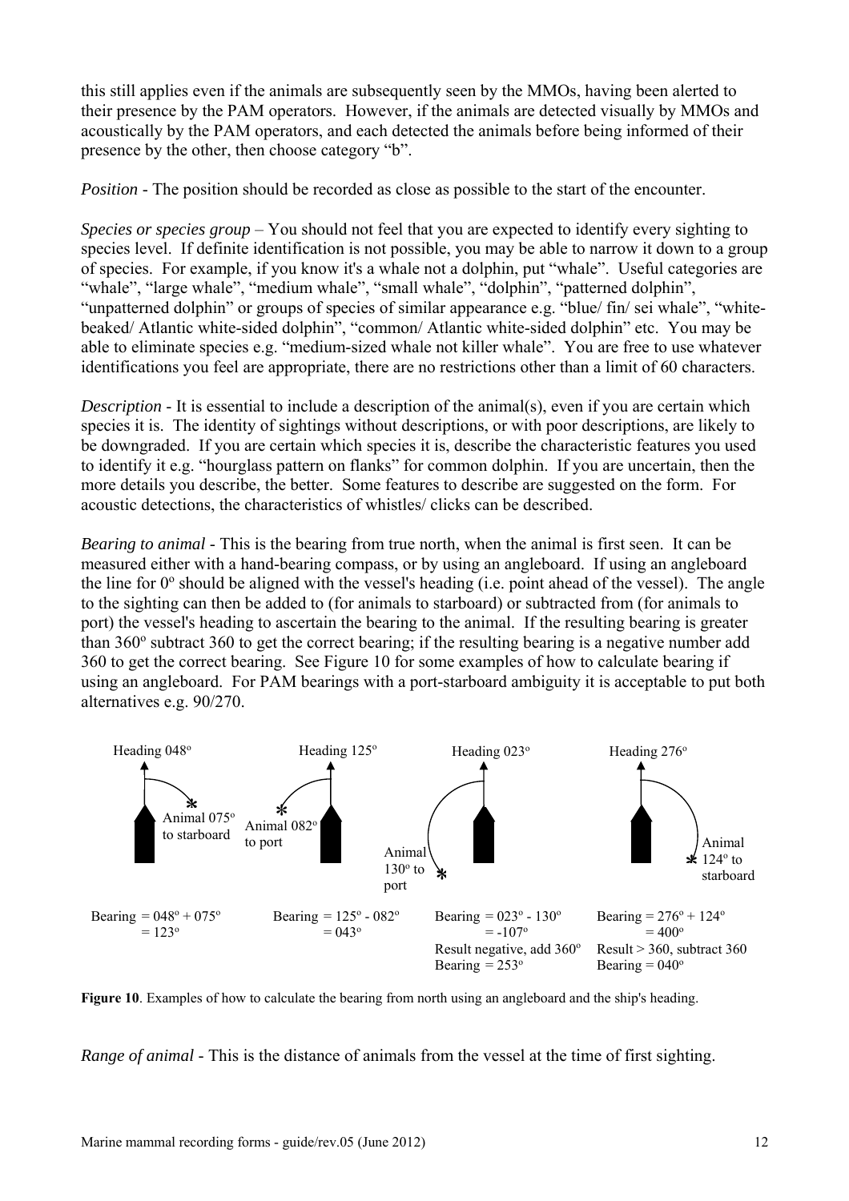this still applies even if the animals are subsequently seen by the MMOs, having been alerted to their presence by the PAM operators. However, if the animals are detected visually by MMOs and acoustically by the PAM operators, and each detected the animals before being informed of their presence by the other, then choose category "b".

*Position* - The position should be recorded as close as possible to the start of the encounter.

*Species or species group* – You should not feel that you are expected to identify every sighting to species level. If definite identification is not possible, you may be able to narrow it down to a group of species. For example, if you know it's a whale not a dolphin, put "whale". Useful categories are "whale", "large whale", "medium whale", "small whale", "dolphin", "patterned dolphin", "unpatterned dolphin" or groups of species of similar appearance e.g. "blue/ fin/ sei whale", "white-beaked/ Atlantic white-sided dolphin", "common/ Atlantic white-sided dolphin" etc. You may be able to eliminate species e.g. "medium-sized whale not killer whale". You are free to use whatever identifications you feel are appropriate, there are no restrictions other than a limit of 60 characters.

*Description* - It is essential to include a description of the animal(s), even if you are certain which species it is. The identity of sightings without descriptions, or with poor descriptions, are likely to be downgraded. If you are certain which species it is, describe the characteristic features you used to identify it e.g. "hourglass pattern on flanks" for common dolphin. If you are uncertain, then the more details you describe, the better. Some features to describe are suggested on the form. For acoustic detections, the characteristics of whistles/ clicks can be described.

*Bearing to animal* - This is the bearing from true north, when the animal is first seen. It can be measured either with a hand-bearing compass, or by using an angleboard. If using an angleboard the line for 0° should be aligned with the vessel's heading (i.e. point ahead of the vessel). The angle to the sighting can then be added to (for animals to starboard) or subtracted from (for animals to port) the vessel's heading to ascertain the bearing to the animal. If the resulting bearing is greater than 360° subtract 360 to get the correct bearing; if the resulting bearing is a negative number add 360 to get the correct bearing. See Figure 10 for some examples of how to calculate bearing if using an angleboard. For PAM bearings with a port-starboard ambiguity it is acceptable to put both alternatives e.g. 90/270.

| Heading 048° | Heading 125° | Heading 023° | Heading 276° |
|---|---|---|---|
| Animal 075° to starboard | Animal 082° to port | Animal 130° to port | Animal 124° to starboard |
| Bearing = 048° + 075° = 123° | Bearing = 125° - 082° = 043° | Bearing = 023° - 130° = -107°<br>Result negative, add 360°<br>Bearing = 253° | Bearing = 276° + 124° = 400°<br>Result > 360, subtract 360<br>Bearing = 040° |

**Figure 10**. Examples of how to calculate the bearing from north using an angleboard and the ship's heading.

*Range of animal* - This is the distance of animals from the vessel at the time of first sighting.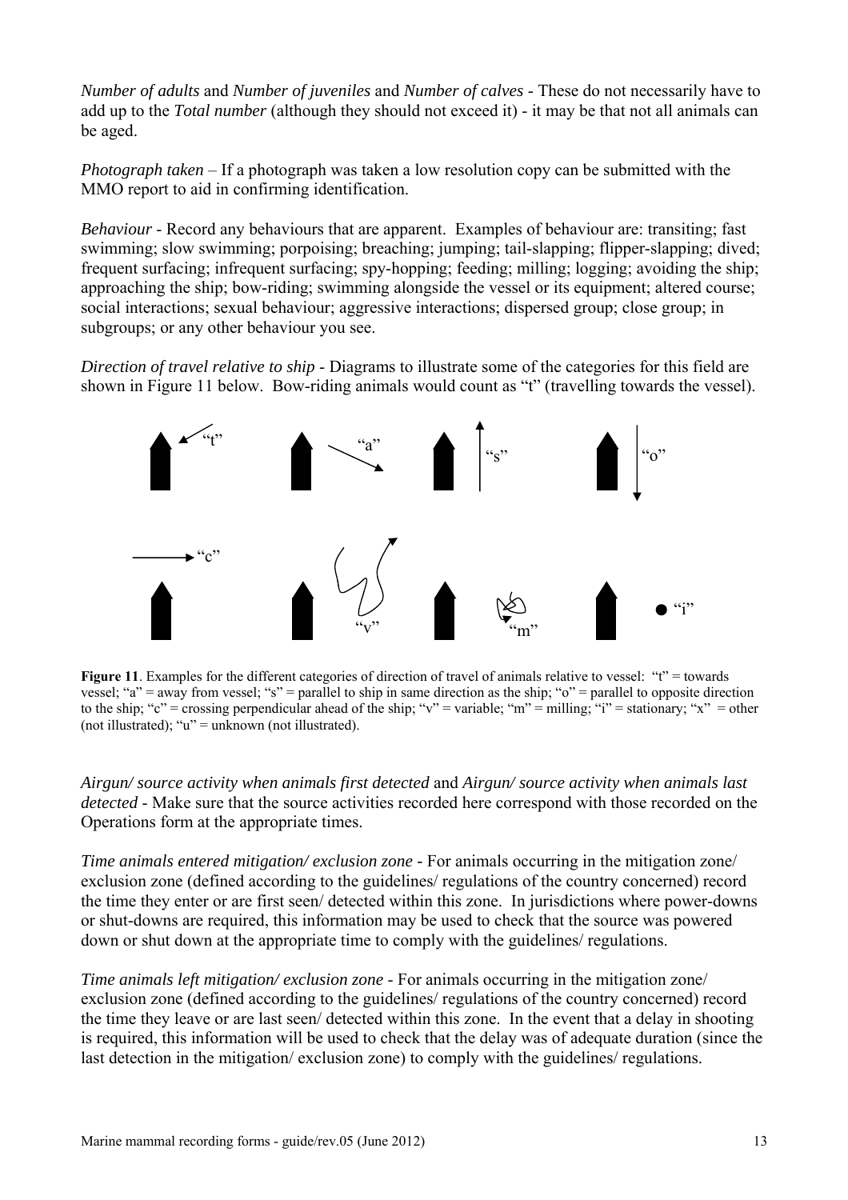*Number of adults* and *Number of juveniles* and *Number of calves* - These do not necessarily have to add up to the *Total number* (although they should not exceed it) - it may be that not all animals can be aged.

*Photograph taken* – If a photograph was taken a low resolution copy can be submitted with the MMO report to aid in confirming identification.

*Behaviour* - Record any behaviours that are apparent. Examples of behaviour are: transiting; fast swimming; slow swimming; porpoising; breaching; jumping; tail-slapping; flipper-slapping; dived; frequent surfacing; infrequent surfacing; spy-hopping; feeding; milling; logging; avoiding the ship; approaching the ship; bow-riding; swimming alongside the vessel or its equipment; altered course; social interactions; sexual behaviour; aggressive interactions; dispersed group; close group; in subgroups; or any other behaviour you see.

*Direction of travel relative to ship* - Diagrams to illustrate some of the categories for this field are shown in Figure 11 below. Bow-riding animals would count as "t" (travelling towards the vessel).

"t" "a" "s" "o"

"c" "v" "m" "i"

**Figure 11**. Examples for the different categories of direction of travel of animals relative to vessel: "t" = towards vessel; "a" = away from vessel; "s" = parallel to ship in same direction as the ship; "o" = parallel to opposite direction to the ship; "c" = crossing perpendicular ahead of the ship; "v" = variable; "m" = milling; "i" = stationary; "x" = other (not illustrated); "u" = unknown (not illustrated).

*Airgun/ source activity when animals first detected* and *Airgun/ source activity when animals last detected* - Make sure that the source activities recorded here correspond with those recorded on the Operations form at the appropriate times.

*Time animals entered mitigation/ exclusion zone* - For animals occurring in the mitigation zone/ exclusion zone (defined according to the guidelines/ regulations of the country concerned) record the time they enter or are first seen/ detected within this zone. In jurisdictions where power-downs or shut-downs are required, this information may be used to check that the source was powered down or shut down at the appropriate time to comply with the guidelines/ regulations.

*Time animals left mitigation/ exclusion zone* - For animals occurring in the mitigation zone/ exclusion zone (defined according to the guidelines/ regulations of the country concerned) record the time they leave or are last seen/ detected within this zone. In the event that a delay in shooting is required, this information will be used to check that the delay was of adequate duration (since the last detection in the mitigation/ exclusion zone) to comply with the guidelines/ regulations.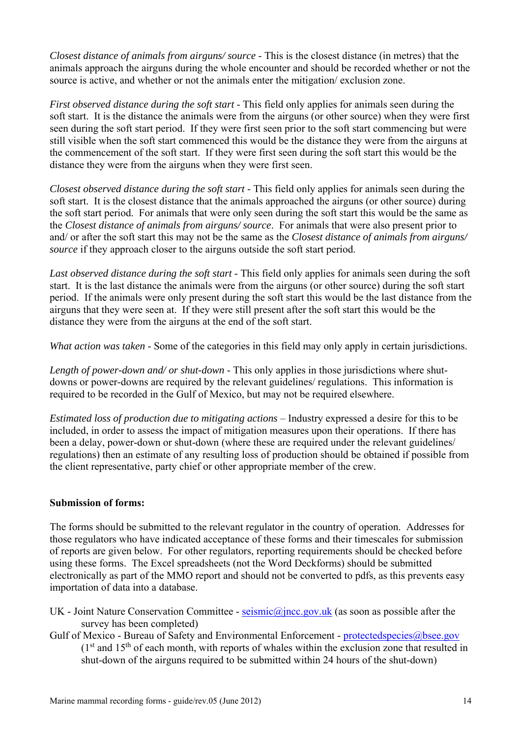*Closest distance of animals from airguns/ source* - This is the closest distance (in metres) that the animals approach the airguns during the whole encounter and should be recorded whether or not the source is active, and whether or not the animals enter the mitigation/ exclusion zone.

*First observed distance during the soft start* - This field only applies for animals seen during the soft start. It is the distance the animals were from the airguns (or other source) when they were first seen during the soft start period. If they were first seen prior to the soft start commencing but were still visible when the soft start commenced this would be the distance they were from the airguns at the commencement of the soft start. If they were first seen during the soft start this would be the distance they were from the airguns when they were first seen.

*Closest observed distance during the soft start* - This field only applies for animals seen during the soft start. It is the closest distance that the animals approached the airguns (or other source) during the soft start period. For animals that were only seen during the soft start this would be the same as the *Closest distance of animals from airguns/ source*. For animals that were also present prior to and/ or after the soft start this may not be the same as the *Closest distance of animals from airguns/ source* if they approach closer to the airguns outside the soft start period.

*Last observed distance during the soft start* - This field only applies for animals seen during the soft start. It is the last distance the animals were from the airguns (or other source) during the soft start period. If the animals were only present during the soft start this would be the last distance from the airguns that they were seen at. If they were still present after the soft start this would be the distance they were from the airguns at the end of the soft start.

*What action was taken* - Some of the categories in this field may only apply in certain jurisdictions.

*Length of power-down and/ or shut-down* - This only applies in those jurisdictions where shut-downs or power-downs are required by the relevant guidelines/ regulations. This information is required to be recorded in the Gulf of Mexico, but may not be required elsewhere.

*Estimated loss of production due to mitigating actions* – Industry expressed a desire for this to be included, in order to assess the impact of mitigation measures upon their operations. If there has been a delay, power-down or shut-down (where these are required under the relevant guidelines/ regulations) then an estimate of any resulting loss of production should be obtained if possible from the client representative, party chief or other appropriate member of the crew.

**Submission of forms:**

The forms should be submitted to the relevant regulator in the country of operation. Addresses for those regulators who have indicated acceptance of these forms and their timescales for submission of reports are given below. For other regulators, reporting requirements should be checked before using these forms. The Excel spreadsheets (not the Word Deckforms) should be submitted electronically as part of the MMO report and should not be converted to pdfs, as this prevents easy importation of data into a database.

UK - Joint Nature Conservation Committee - seismic@jncc.gov.uk (as soon as possible after the survey has been completed)

Gulf of Mexico - Bureau of Safety and Environmental Enforcement - protectedspecies@bsee.gov (1st and 15th of each month, with reports of whales within the exclusion zone that resulted in shut-down of the airguns required to be submitted within 24 hours of the shut-down)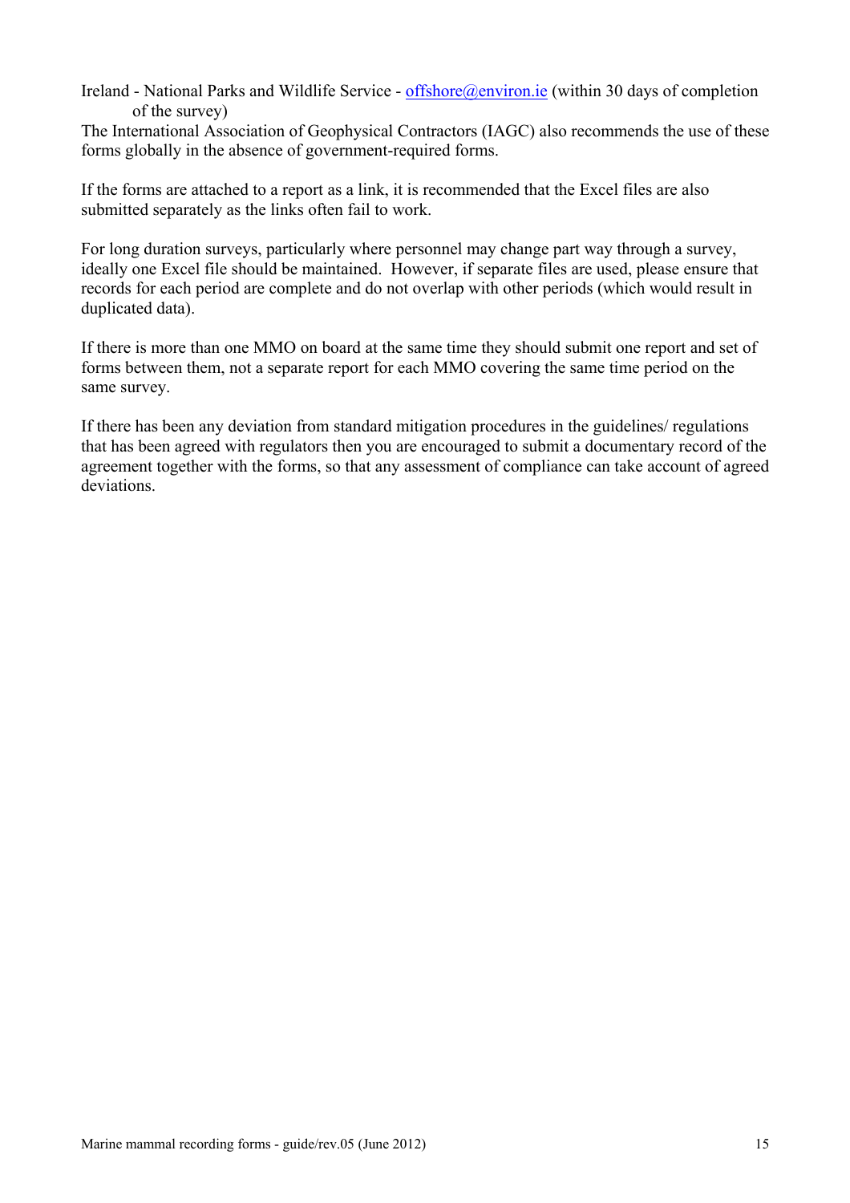Ireland - National Parks and Wildlife Service - offshore@environ.ie (within 30 days of completion of the survey)

The International Association of Geophysical Contractors (IAGC) also recommends the use of these forms globally in the absence of government-required forms.

If the forms are attached to a report as a link, it is recommended that the Excel files are also submitted separately as the links often fail to work.

For long duration surveys, particularly where personnel may change part way through a survey, ideally one Excel file should be maintained. However, if separate files are used, please ensure that records for each period are complete and do not overlap with other periods (which would result in duplicated data).

If there is more than one MMO on board at the same time they should submit one report and set of forms between them, not a separate report for each MMO covering the same time period on the same survey.

If there has been any deviation from standard mitigation procedures in the guidelines/ regulations that has been agreed with regulators then you are encouraged to submit a documentary record of the agreement together with the forms, so that any assessment of compliance can take account of agreed deviations.